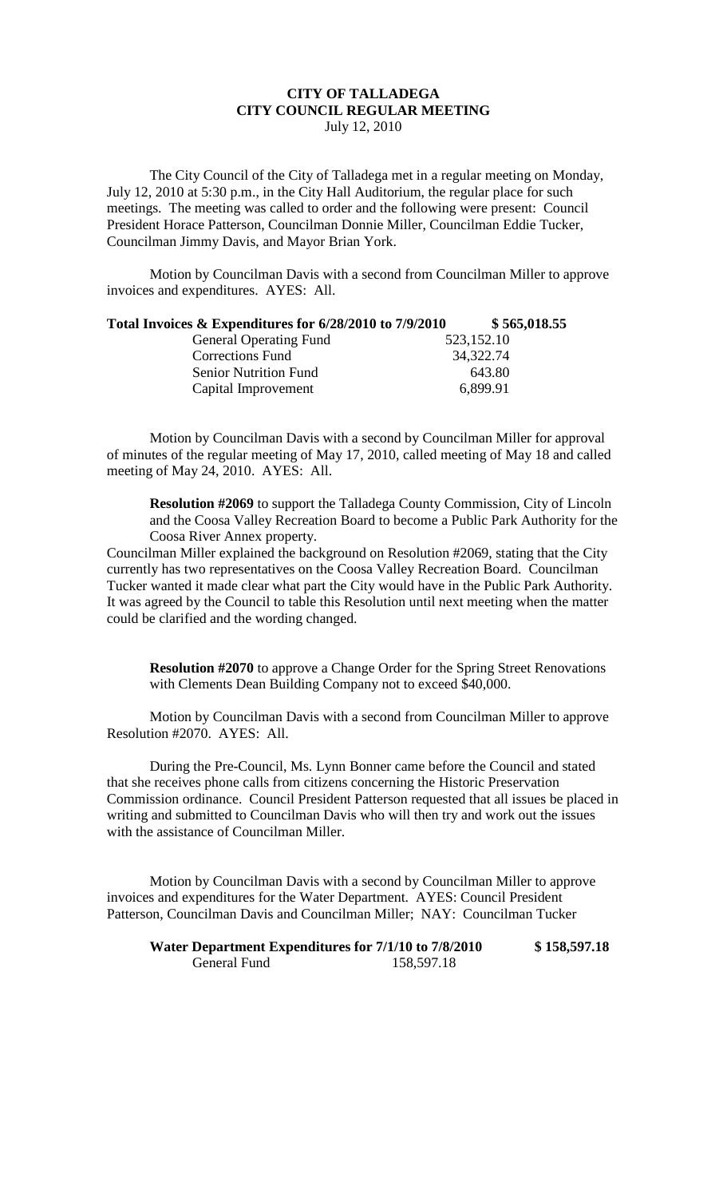# CITY OF TALLADEGA
# CITY COUNCIL REGULAR MEETING

July 12, 2010

The City Council of the City of Talladega met in a regular meeting on Monday, July 12, 2010 at 5:30 p.m., in the City Hall Auditorium, the regular place for such meetings. The meeting was called to order and the following were present: Council President Horace Patterson, Councilman Donnie Miller, Councilman Eddie Tucker, Councilman Jimmy Davis, and Mayor Brian York.

Motion by Councilman Davis with a second from Councilman Miller to approve invoices and expenditures. AYES: All.

| **Total Invoices & Expenditures for 6/28/2010 to 7/9/2010** | | **\$ 565,018.55** |
|---|---|---|
| General Operating Fund | 523,152.10 | |
| Corrections Fund | 34,322.74 | |
| Senior Nutrition Fund | 643.80 | |
| Capital Improvement | 6,899.91 | |

Motion by Councilman Davis with a second by Councilman Miller for approval of minutes of the regular meeting of May 17, 2010, called meeting of May 18 and called meeting of May 24, 2010. AYES: All.

**Resolution #2069** to support the Talladega County Commission, City of Lincoln and the Coosa Valley Recreation Board to become a Public Park Authority for the Coosa River Annex property.

Councilman Miller explained the background on Resolution #2069, stating that the City currently has two representatives on the Coosa Valley Recreation Board. Councilman Tucker wanted it made clear what part the City would have in the Public Park Authority. It was agreed by the Council to table this Resolution until next meeting when the matter could be clarified and the wording changed.

**Resolution #2070** to approve a Change Order for the Spring Street Renovations with Clements Dean Building Company not to exceed \$40,000.

Motion by Councilman Davis with a second from Councilman Miller to approve Resolution #2070. AYES: All.

During the Pre-Council, Ms. Lynn Bonner came before the Council and stated that she receives phone calls from citizens concerning the Historic Preservation Commission ordinance. Council President Patterson requested that all issues be placed in writing and submitted to Councilman Davis who will then try and work out the issues with the assistance of Councilman Miller.

Motion by Councilman Davis with a second by Councilman Miller to approve invoices and expenditures for the Water Department. AYES: Council President Patterson, Councilman Davis and Councilman Miller; NAY: Councilman Tucker

| **Water Department Expenditures for 7/1/10 to 7/8/2010** | | **\$ 158,597.18** |
|---|---|---|
| General Fund | 158,597.18 | |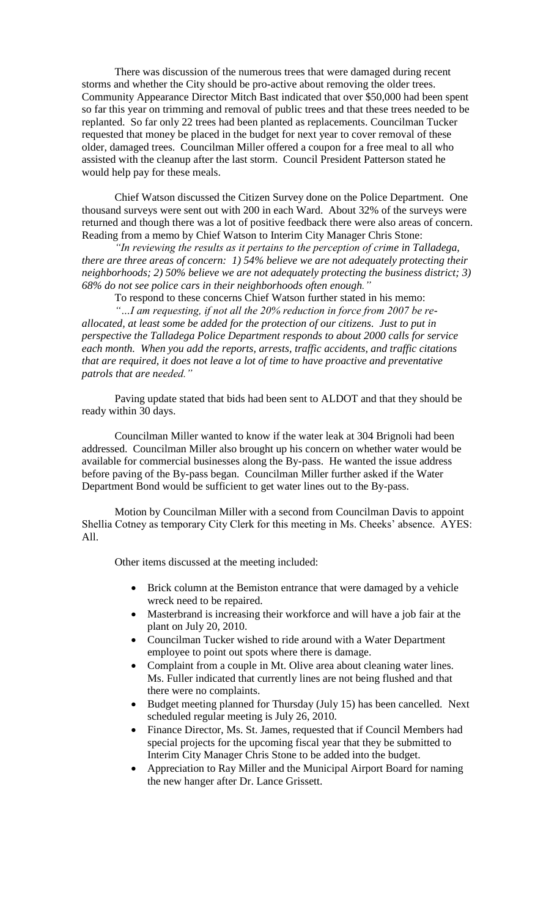There was discussion of the numerous trees that were damaged during recent storms and whether the City should be pro-active about removing the older trees. Community Appearance Director Mitch Bast indicated that over $50,000 had been spent so far this year on trimming and removal of public trees and that these trees needed to be replanted. So far only 22 trees had been planted as replacements. Councilman Tucker requested that money be placed in the budget for next year to cover removal of these older, damaged trees. Councilman Miller offered a coupon for a free meal to all who assisted with the cleanup after the last storm. Council President Patterson stated he would help pay for these meals.

Chief Watson discussed the Citizen Survey done on the Police Department. One thousand surveys were sent out with 200 in each Ward. About 32% of the surveys were returned and though there was a lot of positive feedback there were also areas of concern. Reading from a memo by Chief Watson to Interim City Manager Chris Stone:

*"In reviewing the results as it pertains to the perception of crime in Talladega, there are three areas of concern: 1) 54% believe we are not adequately protecting their neighborhoods; 2) 50% believe we are not adequately protecting the business district; 3) 68% do not see police cars in their neighborhoods often enough."*

To respond to these concerns Chief Watson further stated in his memo:

*"…I am requesting, if not all the 20% reduction in force from 2007 be re-allocated, at least some be added for the protection of our citizens. Just to put in perspective the Talladega Police Department responds to about 2000 calls for service each month. When you add the reports, arrests, traffic accidents, and traffic citations that are required, it does not leave a lot of time to have proactive and preventative patrols that are needed."*

Paving update stated that bids had been sent to ALDOT and that they should be ready within 30 days.

Councilman Miller wanted to know if the water leak at 304 Brignoli had been addressed. Councilman Miller also brought up his concern on whether water would be available for commercial businesses along the By-pass. He wanted the issue address before paving of the By-pass began. Councilman Miller further asked if the Water Department Bond would be sufficient to get water lines out to the By-pass.

Motion by Councilman Miller with a second from Councilman Davis to appoint Shellia Cotney as temporary City Clerk for this meeting in Ms. Cheeks' absence. AYES: All.

Other items discussed at the meeting included:

- Brick column at the Bemiston entrance that were damaged by a vehicle wreck need to be repaired.
- Masterbrand is increasing their workforce and will have a job fair at the plant on July 20, 2010.
- Councilman Tucker wished to ride around with a Water Department employee to point out spots where there is damage.
- Complaint from a couple in Mt. Olive area about cleaning water lines. Ms. Fuller indicated that currently lines are not being flushed and that there were no complaints.
- Budget meeting planned for Thursday (July 15) has been cancelled. Next scheduled regular meeting is July 26, 2010.
- Finance Director, Ms. St. James, requested that if Council Members had special projects for the upcoming fiscal year that they be submitted to Interim City Manager Chris Stone to be added into the budget.
- Appreciation to Ray Miller and the Municipal Airport Board for naming the new hanger after Dr. Lance Grissett.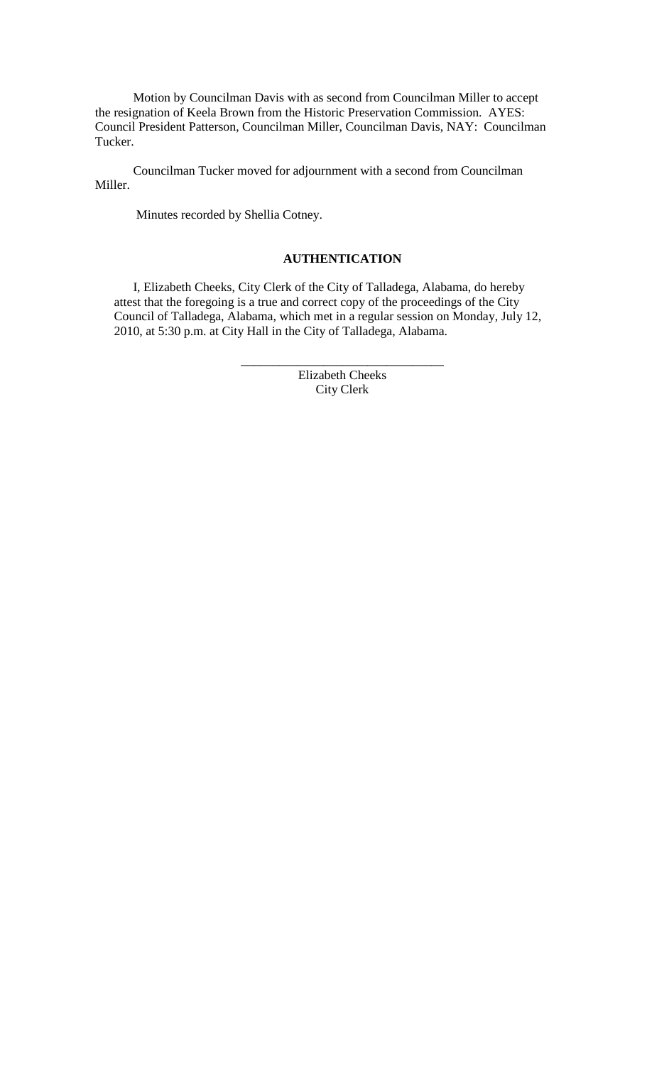Motion by Councilman Davis with as second from Councilman Miller to accept the resignation of Keela Brown from the Historic Preservation Commission. AYES: Council President Patterson, Councilman Miller, Councilman Davis, NAY: Councilman Tucker.

Councilman Tucker moved for adjournment with a second from Councilman Miller.

Minutes recorded by Shellia Cotney.

**AUTHENTICATION**

I, Elizabeth Cheeks, City Clerk of the City of Talladega, Alabama, do hereby attest that the foregoing is a true and correct copy of the proceedings of the City Council of Talladega, Alabama, which met in a regular session on Monday, July 12, 2010, at 5:30 p.m. at City Hall in the City of Talladega, Alabama.

\_\_\_\_\_\_\_\_\_\_\_\_\_\_\_\_\_\_\_\_\_\_\_\_\_\_\_\_\_\_\_\_

Elizabeth Cheeks
City Clerk